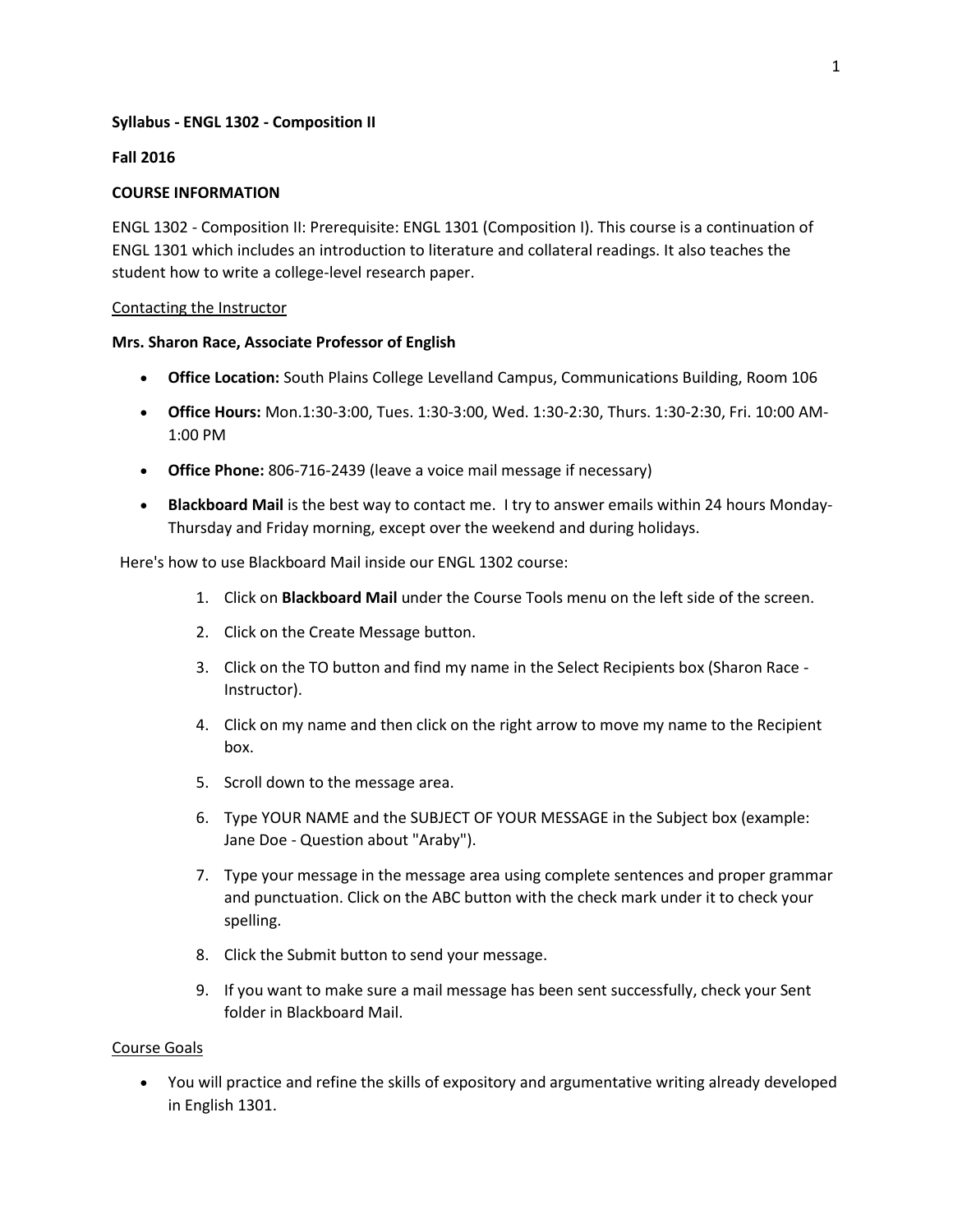**Syllabus - ENGL 1302 - Composition II**

**Fall 2016**

**COURSE INFORMATION**

ENGL 1302 - Composition II: Prerequisite: ENGL 1301 (Composition I). This course is a continuation of ENGL 1301 which includes an introduction to literature and collateral readings. It also teaches the student how to write a college-level research paper.

<u>Contacting the Instructor</u>

**Mrs. Sharon Race, Associate Professor of English**

- **Office Location:** South Plains College Levelland Campus, Communications Building, Room 106
- **Office Hours:** Mon.1:30-3:00, Tues. 1:30-3:00, Wed. 1:30-2:30, Thurs. 1:30-2:30, Fri. 10:00 AM-1:00 PM
- **Office Phone:** 806-716-2439 (leave a voice mail message if necessary)
- **Blackboard Mail** is the best way to contact me. I try to answer emails within 24 hours Monday-Thursday and Friday morning, except over the weekend and during holidays.

Here's how to use Blackboard Mail inside our ENGL 1302 course:

1. Click on **Blackboard Mail** under the Course Tools menu on the left side of the screen.
2. Click on the Create Message button.
3. Click on the TO button and find my name in the Select Recipients box (Sharon Race - Instructor).
4. Click on my name and then click on the right arrow to move my name to the Recipient box.
5. Scroll down to the message area.
6. Type YOUR NAME and the SUBJECT OF YOUR MESSAGE in the Subject box (example: Jane Doe - Question about "Araby").
7. Type your message in the message area using complete sentences and proper grammar and punctuation. Click on the ABC button with the check mark under it to check your spelling.
8. Click the Submit button to send your message.
9. If you want to make sure a mail message has been sent successfully, check your Sent folder in Blackboard Mail.

<u>Course Goals</u>

- You will practice and refine the skills of expository and argumentative writing already developed in English 1301.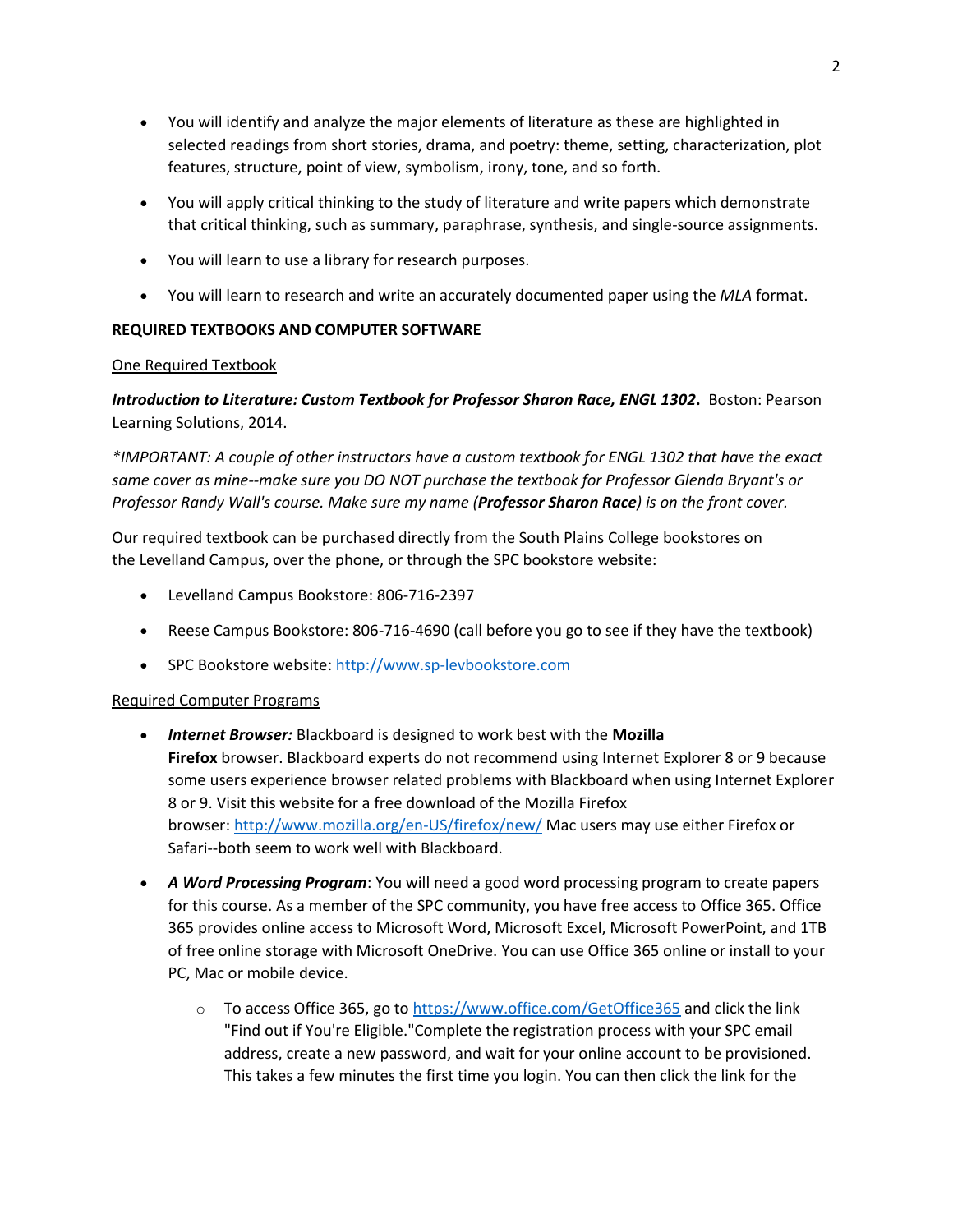- You will identify and analyze the major elements of literature as these are highlighted in selected readings from short stories, drama, and poetry: theme, setting, characterization, plot features, structure, point of view, symbolism, irony, tone, and so forth.

- You will apply critical thinking to the study of literature and write papers which demonstrate that critical thinking, such as summary, paraphrase, synthesis, and single-source assignments.

- You will learn to use a library for research purposes.

- You will learn to research and write an accurately documented paper using the *MLA* format.

**REQUIRED TEXTBOOKS AND COMPUTER SOFTWARE**

<u>One Required Textbook</u>

***Introduction to Literature: Custom Textbook for Professor Sharon Race, ENGL 1302*.** Boston: Pearson Learning Solutions, 2014.

**IMPORTANT: A couple of other instructors have a custom textbook for ENGL 1302 that have the exact same cover as mine--make sure you DO NOT purchase the textbook for Professor Glenda Bryant's or Professor Randy Wall's course. Make sure my name (**Professor Sharon Race**) is on the front cover.*

Our required textbook can be purchased directly from the South Plains College bookstores on the Levelland Campus, over the phone, or through the SPC bookstore website:

- Levelland Campus Bookstore: 806-716-2397

- Reese Campus Bookstore: 806-716-4690 (call before you go to see if they have the textbook)

- SPC Bookstore website: http://www.sp-levbookstore.com

<u>Required Computer Programs</u>

- ***Internet Browser:*** Blackboard is designed to work best with the **Mozilla Firefox** browser. Blackboard experts do not recommend using Internet Explorer 8 or 9 because some users experience browser related problems with Blackboard when using Internet Explorer 8 or 9. Visit this website for a free download of the Mozilla Firefox browser: http://www.mozilla.org/en-US/firefox/new/ Mac users may use either Firefox or Safari--both seem to work well with Blackboard.

- ***A Word Processing Program***: You will need a good word processing program to create papers for this course. As a member of the SPC community, you have free access to Office 365. Office 365 provides online access to Microsoft Word, Microsoft Excel, Microsoft PowerPoint, and 1TB of free online storage with Microsoft OneDrive. You can use Office 365 online or install to your PC, Mac or mobile device.

    - To access Office 365, go to https://www.office.com/GetOffice365 and click the link "Find out if You're Eligible."Complete the registration process with your SPC email address, create a new password, and wait for your online account to be provisioned. This takes a few minutes the first time you login. You can then click the link for the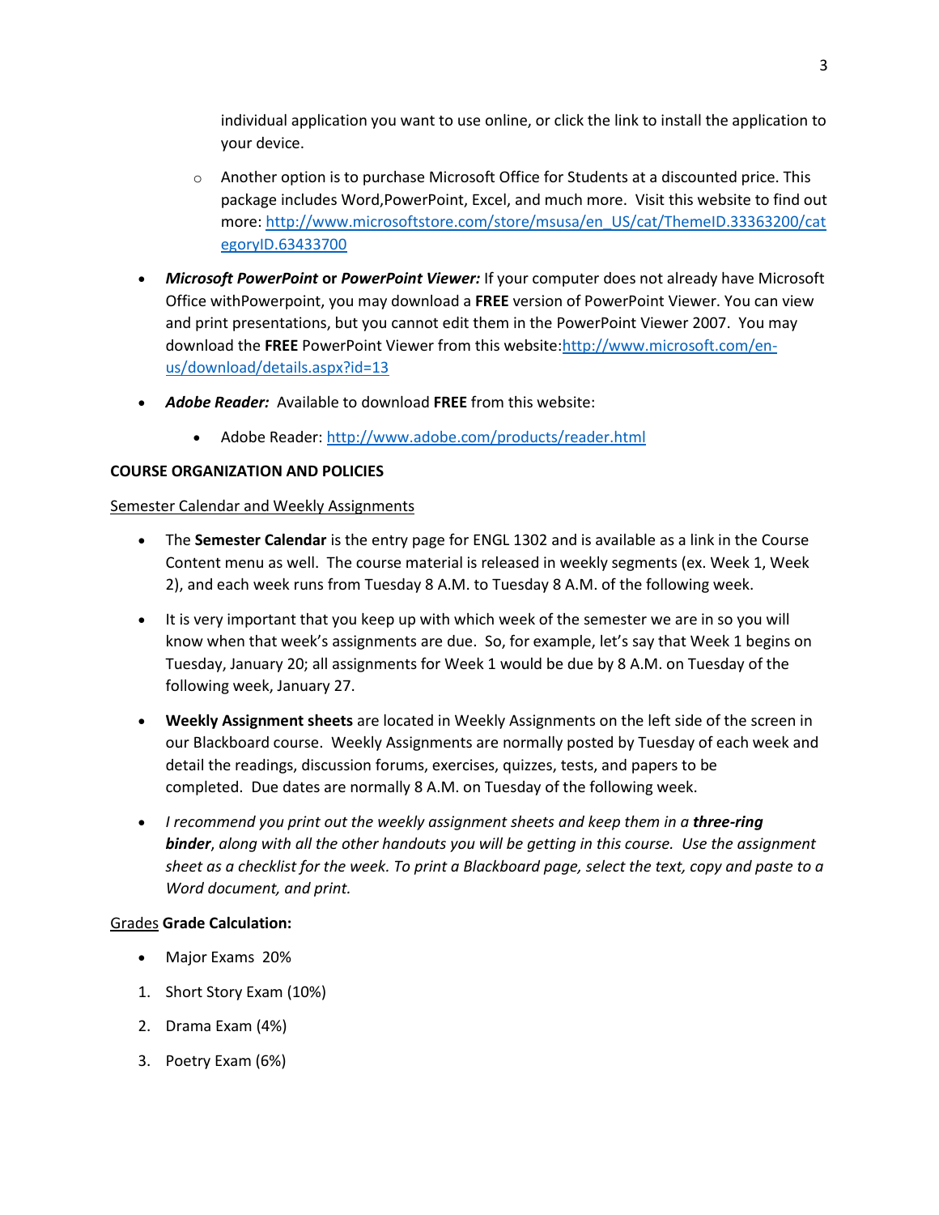individual application you want to use online, or click the link to install the application to your device.

- Another option is to purchase Microsoft Office for Students at a discounted price. This package includes Word,PowerPoint, Excel, and much more. Visit this website to find out more: http://www.microsoftstore.com/store/msusa/en_US/cat/ThemeID.33363200/categoryID.63433700

- ***Microsoft PowerPoint* or *PowerPoint Viewer:*** If your computer does not already have Microsoft Office withPowerpoint, you may download a **FREE** version of PowerPoint Viewer. You can view and print presentations, but you cannot edit them in the PowerPoint Viewer 2007. You may download the **FREE** PowerPoint Viewer from this website:http://www.microsoft.com/en-us/download/details.aspx?id=13

- ***Adobe Reader:*** Available to download **FREE** from this website:
    - Adobe Reader: http://www.adobe.com/products/reader.html

**COURSE ORGANIZATION AND POLICIES**

Semester Calendar and Weekly Assignments

- The **Semester Calendar** is the entry page for ENGL 1302 and is available as a link in the Course Content menu as well. The course material is released in weekly segments (ex. Week 1, Week 2), and each week runs from Tuesday 8 A.M. to Tuesday 8 A.M. of the following week.

- It is very important that you keep up with which week of the semester we are in so you will know when that week's assignments are due. So, for example, let's say that Week 1 begins on Tuesday, January 20; all assignments for Week 1 would be due by 8 A.M. on Tuesday of the following week, January 27.

- **Weekly Assignment sheets** are located in Weekly Assignments on the left side of the screen in our Blackboard course. Weekly Assignments are normally posted by Tuesday of each week and detail the readings, discussion forums, exercises, quizzes, tests, and papers to be completed. Due dates are normally 8 A.M. on Tuesday of the following week.

- *I recommend you print out the weekly assignment sheets and keep them in a **three-ring binder**, along with all the other handouts you will be getting in this course. Use the assignment sheet as a checklist for the week. To print a Blackboard page, select the text, copy and paste to a Word document, and print.*

Grades **Grade Calculation:**

- Major Exams 20%

1. Short Story Exam (10%)
2. Drama Exam (4%)
3. Poetry Exam (6%)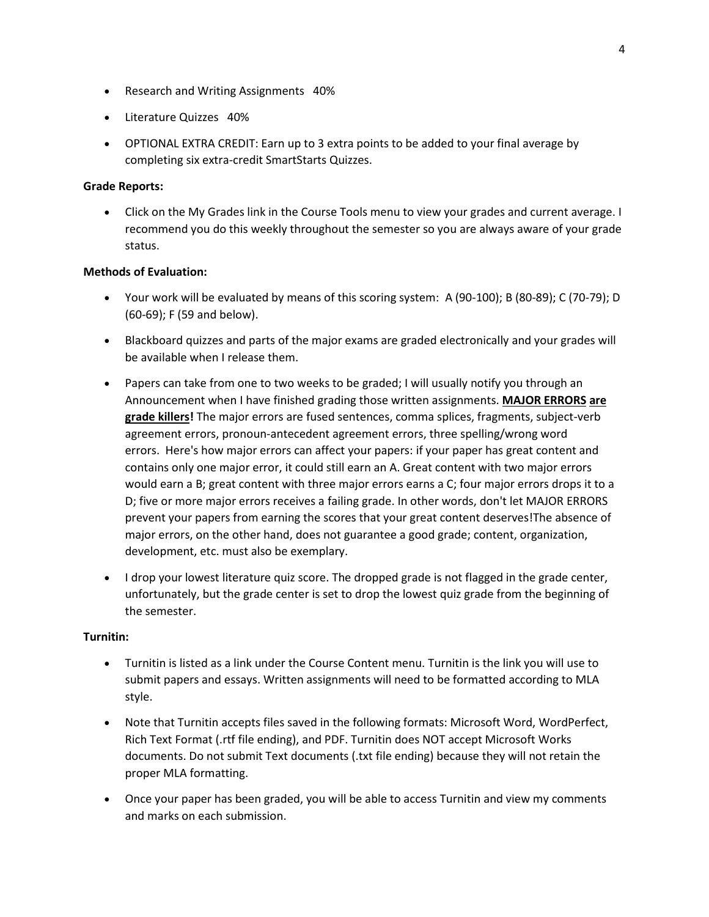- Research and Writing Assignments 40%
- Literature Quizzes 40%
- OPTIONAL EXTRA CREDIT: Earn up to 3 extra points to be added to your final average by completing six extra-credit SmartStarts Quizzes.

**Grade Reports:**

- Click on the My Grades link in the Course Tools menu to view your grades and current average. I recommend you do this weekly throughout the semester so you are always aware of your grade status.

**Methods of Evaluation:**

- Your work will be evaluated by means of this scoring system: A (90-100); B (80-89); C (70-79); D (60-69); F (59 and below).
- Blackboard quizzes and parts of the major exams are graded electronically and your grades will be available when I release them.
- Papers can take from one to two weeks to be graded; I will usually notify you through an Announcement when I have finished grading those written assignments. **MAJOR ERRORS are grade killers!** The major errors are fused sentences, comma splices, fragments, subject-verb agreement errors, pronoun-antecedent agreement errors, three spelling/wrong word errors. Here's how major errors can affect your papers: if your paper has great content and contains only one major error, it could still earn an A. Great content with two major errors would earn a B; great content with three major errors earns a C; four major errors drops it to a D; five or more major errors receives a failing grade. In other words, don't let MAJOR ERRORS prevent your papers from earning the scores that your great content deserves!The absence of major errors, on the other hand, does not guarantee a good grade; content, organization, development, etc. must also be exemplary.
- I drop your lowest literature quiz score. The dropped grade is not flagged in the grade center, unfortunately, but the grade center is set to drop the lowest quiz grade from the beginning of the semester.

**Turnitin:**

- Turnitin is listed as a link under the Course Content menu. Turnitin is the link you will use to submit papers and essays. Written assignments will need to be formatted according to MLA style.
- Note that Turnitin accepts files saved in the following formats: Microsoft Word, WordPerfect, Rich Text Format (.rtf file ending), and PDF. Turnitin does NOT accept Microsoft Works documents. Do not submit Text documents (.txt file ending) because they will not retain the proper MLA formatting.
- Once your paper has been graded, you will be able to access Turnitin and view my comments and marks on each submission.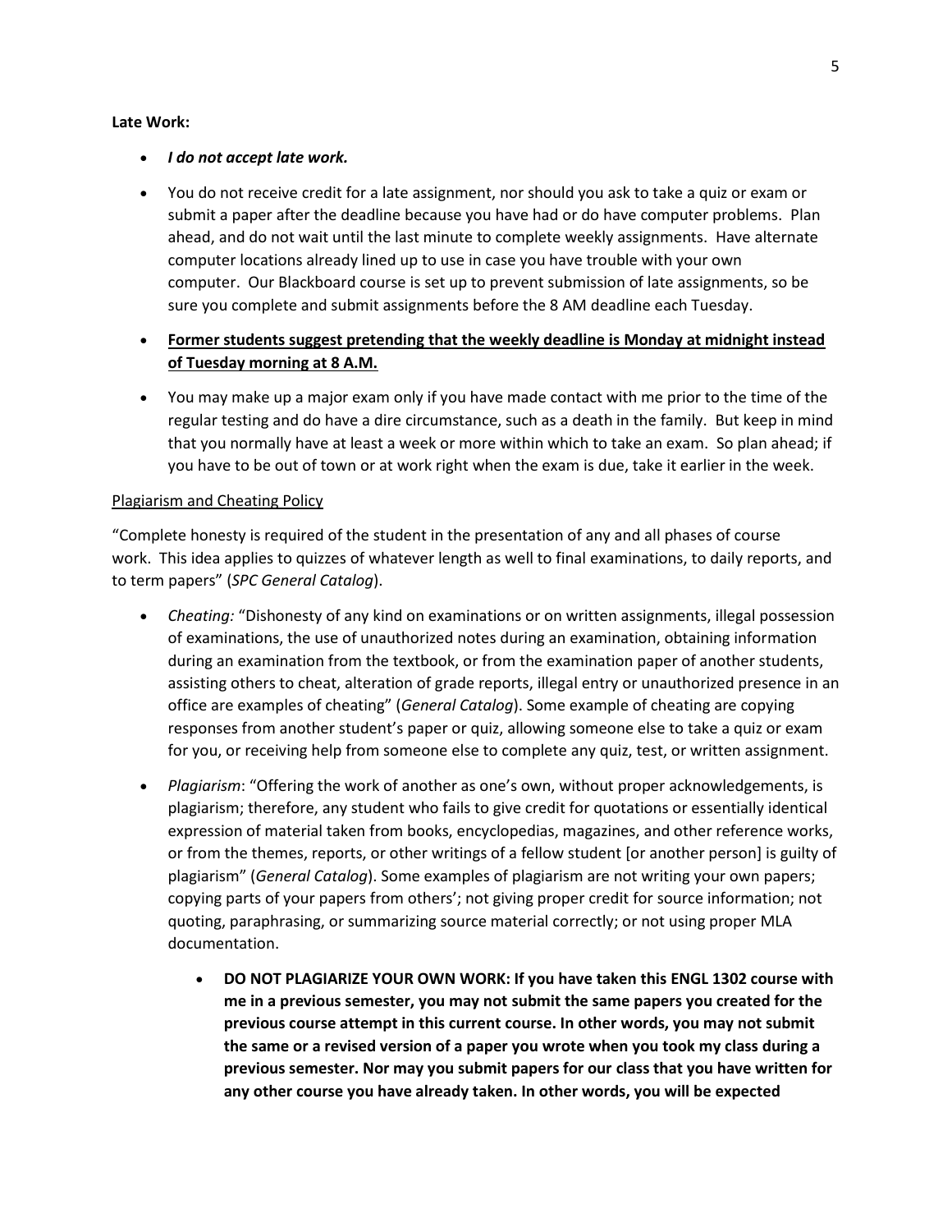**Late Work:**

- ***I do not accept late work.***
- You do not receive credit for a late assignment, nor should you ask to take a quiz or exam or submit a paper after the deadline because you have had or do have computer problems. Plan ahead, and do not wait until the last minute to complete weekly assignments. Have alternate computer locations already lined up to use in case you have trouble with your own computer. Our Blackboard course is set up to prevent submission of late assignments, so be sure you complete and submit assignments before the 8 AM deadline each Tuesday.
- <u>**Former students suggest pretending that the weekly deadline is Monday at midnight instead of Tuesday morning at 8 A.M.**</u>
- You may make up a major exam only if you have made contact with me prior to the time of the regular testing and do have a dire circumstance, such as a death in the family. But keep in mind that you normally have at least a week or more within which to take an exam. So plan ahead; if you have to be out of town or at work right when the exam is due, take it earlier in the week.

<u>Plagiarism and Cheating Policy</u>

"Complete honesty is required of the student in the presentation of any and all phases of course work. This idea applies to quizzes of whatever length as well to final examinations, to daily reports, and to term papers" (*SPC General Catalog*).

- *Cheating:* "Dishonesty of any kind on examinations or on written assignments, illegal possession of examinations, the use of unauthorized notes during an examination, obtaining information during an examination from the textbook, or from the examination paper of another students, assisting others to cheat, alteration of grade reports, illegal entry or unauthorized presence in an office are examples of cheating" (*General Catalog*). Some example of cheating are copying responses from another student's paper or quiz, allowing someone else to take a quiz or exam for you, or receiving help from someone else to complete any quiz, test, or written assignment.
- *Plagiarism*: "Offering the work of another as one's own, without proper acknowledgements, is plagiarism; therefore, any student who fails to give credit for quotations or essentially identical expression of material taken from books, encyclopedias, magazines, and other reference works, or from the themes, reports, or other writings of a fellow student [or another person] is guilty of plagiarism" (*General Catalog*). Some examples of plagiarism are not writing your own papers; copying parts of your papers from others'; not giving proper credit for source information; not quoting, paraphrasing, or summarizing source material correctly; or not using proper MLA documentation.
  - **DO NOT PLAGIARIZE YOUR OWN WORK: If you have taken this ENGL 1302 course with me in a previous semester, you may not submit the same papers you created for the previous course attempt in this current course. In other words, you may not submit the same or a revised version of a paper you wrote when you took my class during a previous semester. Nor may you submit papers for our class that you have written for any other course you have already taken. In other words, you will be expected**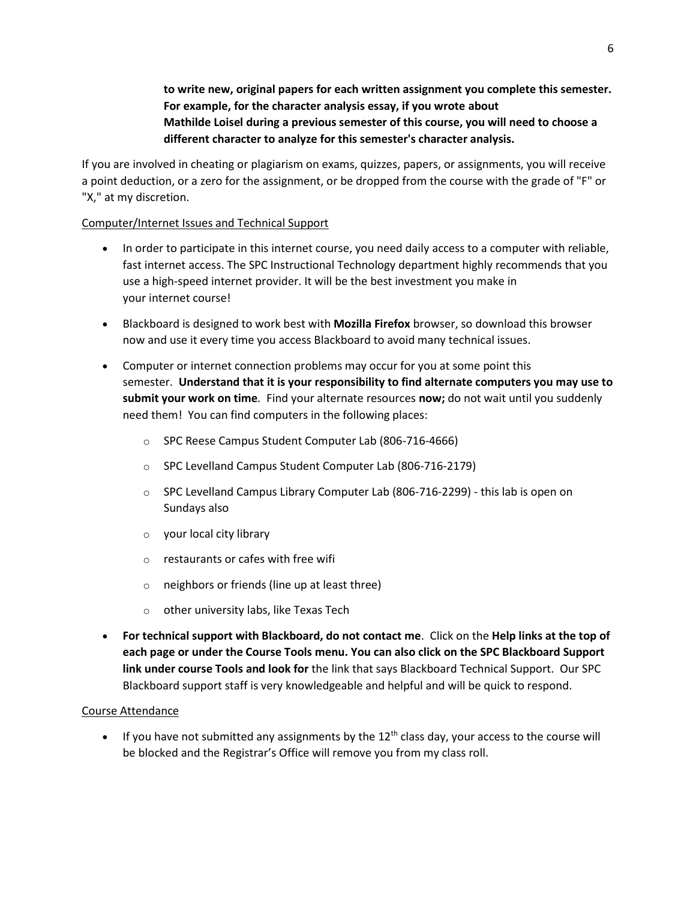**to write new, original papers for each written assignment you complete this semester. For example, for the character analysis essay, if you wrote about Mathilde Loisel during a previous semester of this course, you will need to choose a different character to analyze for this semester's character analysis.**

If you are involved in cheating or plagiarism on exams, quizzes, papers, or assignments, you will receive a point deduction, or a zero for the assignment, or be dropped from the course with the grade of "F" or "X," at my discretion.

Computer/Internet Issues and Technical Support

- In order to participate in this internet course, you need daily access to a computer with reliable, fast internet access. The SPC Instructional Technology department highly recommends that you use a high-speed internet provider. It will be the best investment you make in your internet course!
- Blackboard is designed to work best with **Mozilla Firefox** browser, so download this browser now and use it every time you access Blackboard to avoid many technical issues.
- Computer or internet connection problems may occur for you at some point this semester. **Understand that it is your responsibility to find alternate computers you may use to submit your work on time**. Find your alternate resources **now;** do not wait until you suddenly need them! You can find computers in the following places:
    - SPC Reese Campus Student Computer Lab (806-716-4666)
    - SPC Levelland Campus Student Computer Lab (806-716-2179)
    - SPC Levelland Campus Library Computer Lab (806-716-2299) - this lab is open on Sundays also
    - your local city library
    - restaurants or cafes with free wifi
    - neighbors or friends (line up at least three)
    - other university labs, like Texas Tech
- **For technical support with Blackboard, do not contact me**. Click on the **Help links at the top of each page or under the Course Tools menu. You can also click on the SPC Blackboard Support link under course Tools and look for** the link that says Blackboard Technical Support. Our SPC Blackboard support staff is very knowledgeable and helpful and will be quick to respond.

Course Attendance

- If you have not submitted any assignments by the 12th class day, your access to the course will be blocked and the Registrar's Office will remove you from my class roll.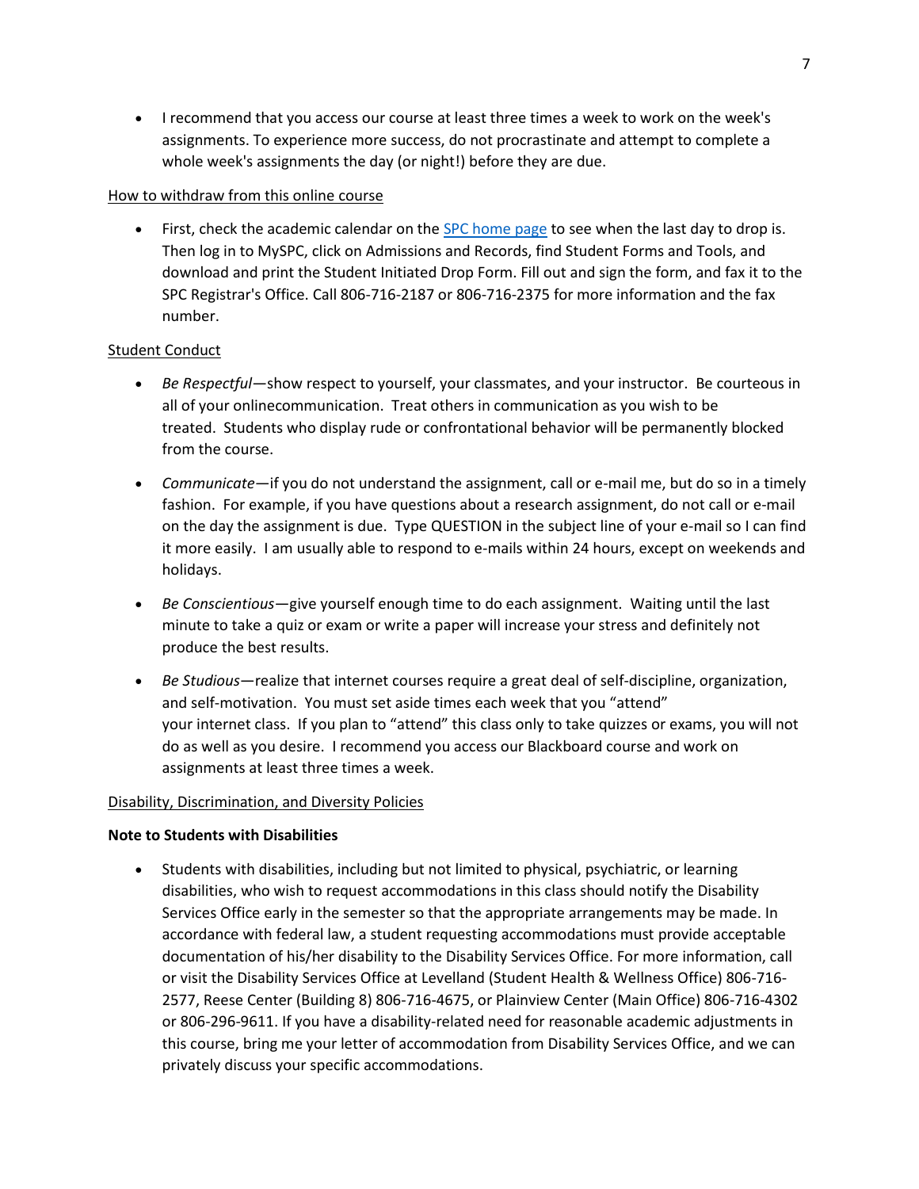- I recommend that you access our course at least three times a week to work on the week's assignments. To experience more success, do not procrastinate and attempt to complete a whole week's assignments the day (or night!) before they are due.

How to withdraw from this online course

- First, check the academic calendar on the [SPC home page] to see when the last day to drop is. Then log in to MySPC, click on Admissions and Records, find Student Forms and Tools, and download and print the Student Initiated Drop Form. Fill out and sign the form, and fax it to the SPC Registrar's Office. Call 806-716-2187 or 806-716-2375 for more information and the fax number.

Student Conduct

- *Be Respectful*—show respect to yourself, your classmates, and your instructor. Be courteous in all of your onlinecommunication. Treat others in communication as you wish to be treated. Students who display rude or confrontational behavior will be permanently blocked from the course.

- *Communicate*—if you do not understand the assignment, call or e-mail me, but do so in a timely fashion. For example, if you have questions about a research assignment, do not call or e-mail on the day the assignment is due. Type QUESTION in the subject line of your e-mail so I can find it more easily. I am usually able to respond to e-mails within 24 hours, except on weekends and holidays.

- *Be Conscientious*—give yourself enough time to do each assignment. Waiting until the last minute to take a quiz or exam or write a paper will increase your stress and definitely not produce the best results.

- *Be Studious*—realize that internet courses require a great deal of self-discipline, organization, and self-motivation. You must set aside times each week that you "attend" your internet class. If you plan to "attend" this class only to take quizzes or exams, you will not do as well as you desire. I recommend you access our Blackboard course and work on assignments at least three times a week.

Disability, Discrimination, and Diversity Policies

**Note to Students with Disabilities**

- Students with disabilities, including but not limited to physical, psychiatric, or learning disabilities, who wish to request accommodations in this class should notify the Disability Services Office early in the semester so that the appropriate arrangements may be made. In accordance with federal law, a student requesting accommodations must provide acceptable documentation of his/her disability to the Disability Services Office. For more information, call or visit the Disability Services Office at Levelland (Student Health & Wellness Office) 806-716-2577, Reese Center (Building 8) 806-716-4675, or Plainview Center (Main Office) 806-716-4302 or 806-296-9611. If you have a disability-related need for reasonable academic adjustments in this course, bring me your letter of accommodation from Disability Services Office, and we can privately discuss your specific accommodations.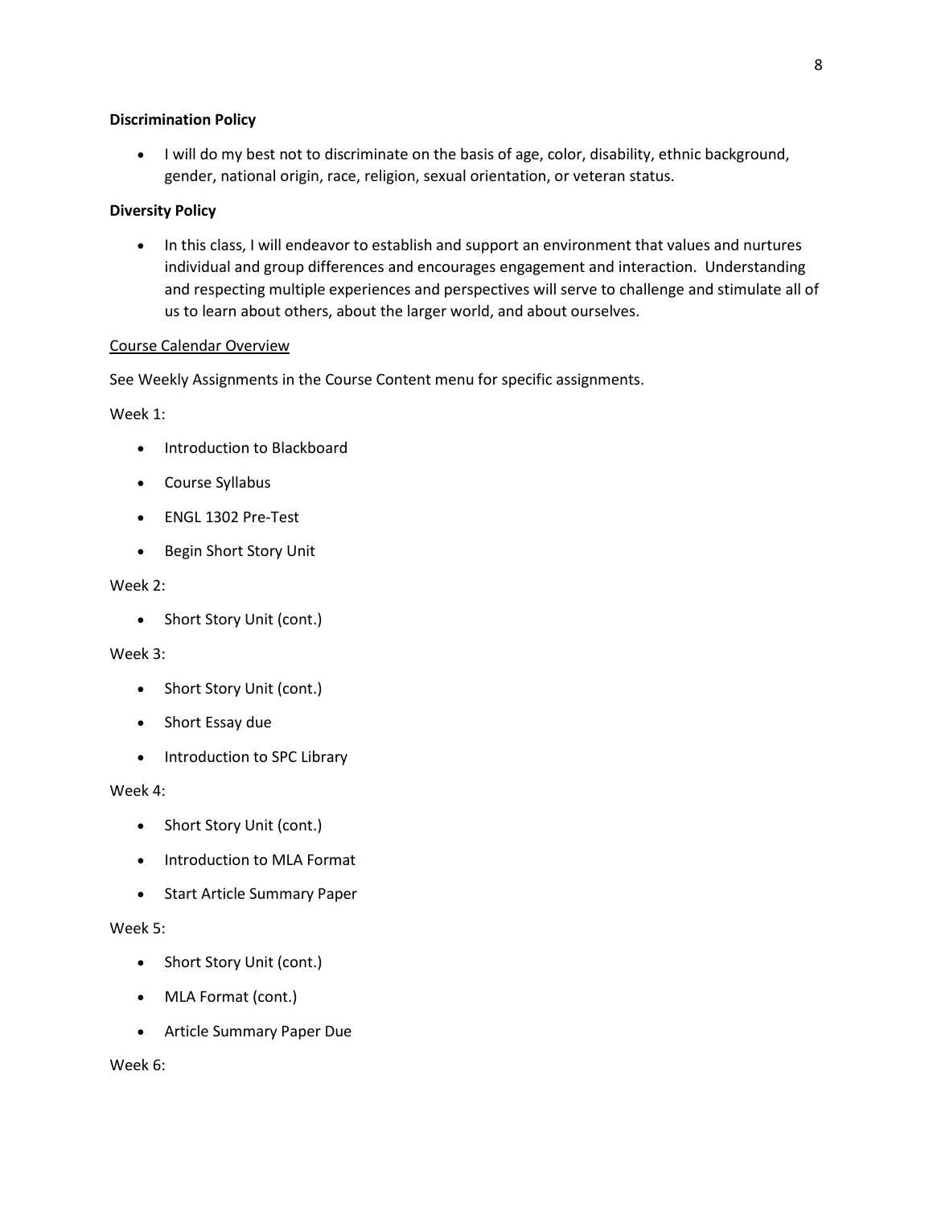**Discrimination Policy**

- I will do my best not to discriminate on the basis of age, color, disability, ethnic background, gender, national origin, race, religion, sexual orientation, or veteran status.

**Diversity Policy**

- In this class, I will endeavor to establish and support an environment that values and nurtures individual and group differences and encourages engagement and interaction. Understanding and respecting multiple experiences and perspectives will serve to challenge and stimulate all of us to learn about others, about the larger world, and about ourselves.

<u>Course Calendar Overview</u>

See Weekly Assignments in the Course Content menu for specific assignments.

Week 1:

- Introduction to Blackboard
- Course Syllabus
- ENGL 1302 Pre-Test
- Begin Short Story Unit

Week 2:

- Short Story Unit (cont.)

Week 3:

- Short Story Unit (cont.)
- Short Essay due
- Introduction to SPC Library

Week 4:

- Short Story Unit (cont.)
- Introduction to MLA Format
- Start Article Summary Paper

Week 5:

- Short Story Unit (cont.)
- MLA Format (cont.)
- Article Summary Paper Due

Week 6: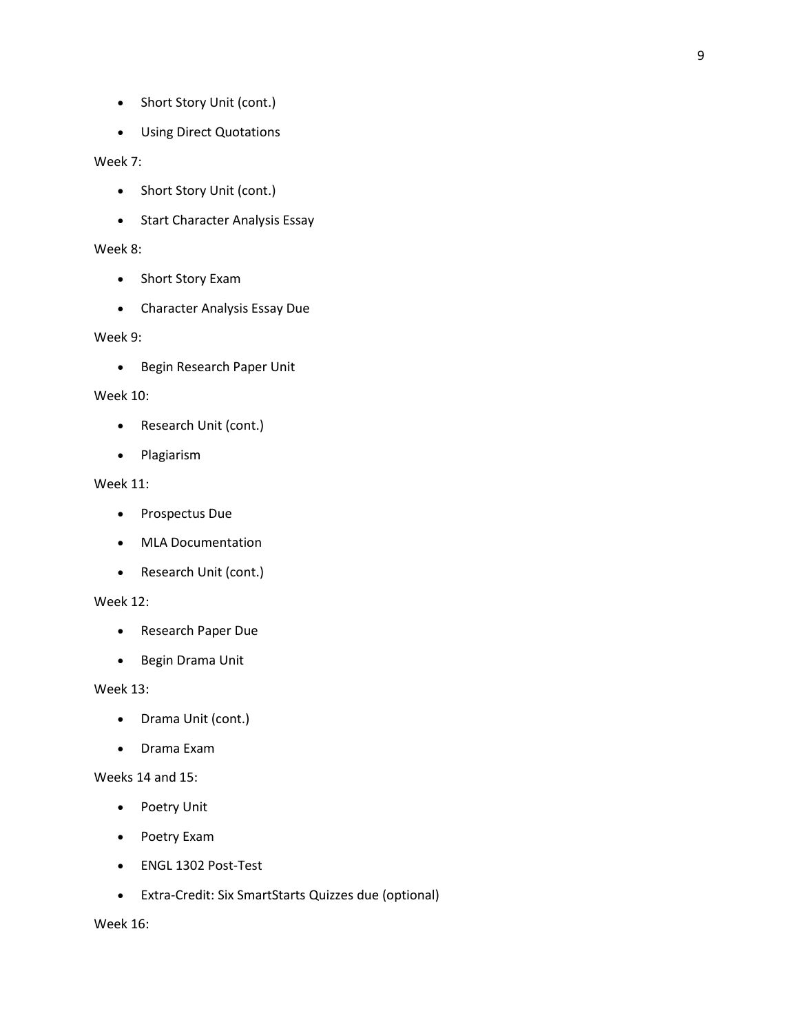- Short Story Unit (cont.)
- Using Direct Quotations

Week 7:

- Short Story Unit (cont.)
- Start Character Analysis Essay

Week 8:

- Short Story Exam
- Character Analysis Essay Due

Week 9:

- Begin Research Paper Unit

Week 10:

- Research Unit (cont.)
- Plagiarism

Week 11:

- Prospectus Due
- MLA Documentation
- Research Unit (cont.)

Week 12:

- Research Paper Due
- Begin Drama Unit

Week 13:

- Drama Unit (cont.)
- Drama Exam

Weeks 14 and 15:

- Poetry Unit
- Poetry Exam
- ENGL 1302 Post-Test
- Extra-Credit: Six SmartStarts Quizzes due (optional)

Week 16: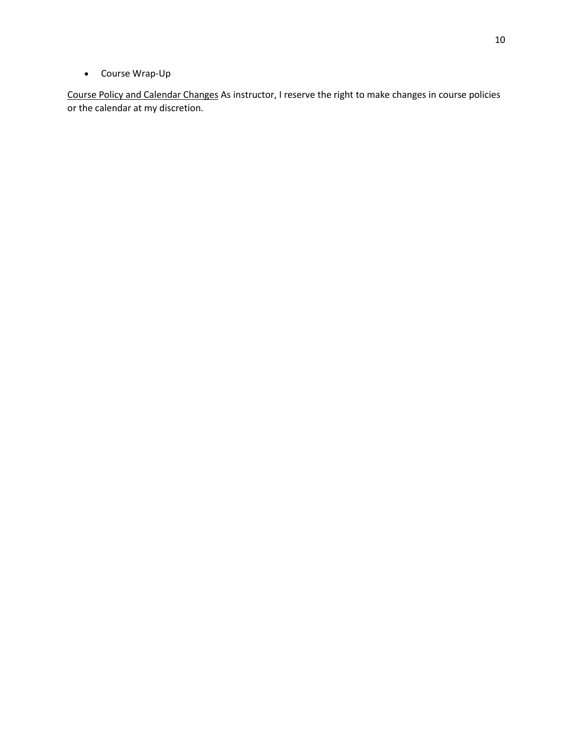- Course Wrap-Up

<u>Course Policy and Calendar Changes</u> As instructor, I reserve the right to make changes in course policies or the calendar at my discretion.